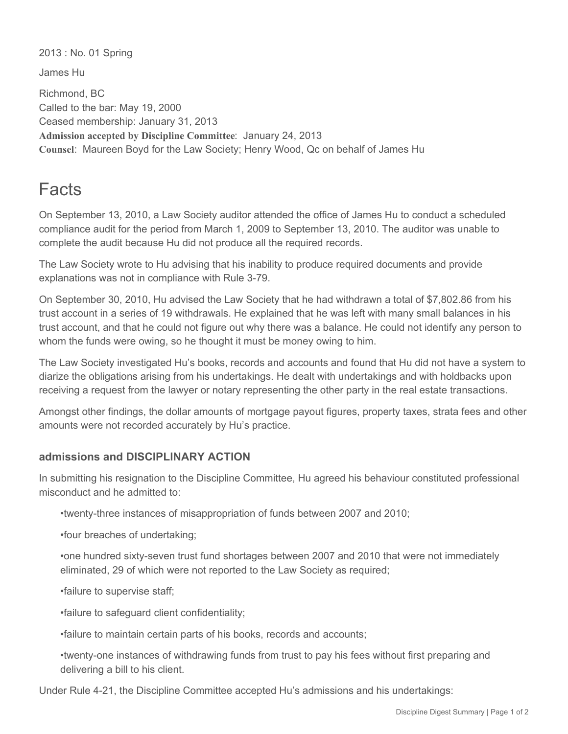2013 : No. 01 Spring

James Hu

Richmond, BC
Called to the bar: May 19, 2000
Ceased membership: January 31, 2013
**Admission accepted by Discipline Committee**: January 24, 2013
**Counsel**: Maureen Boyd for the Law Society; Henry Wood, Qc on behalf of James Hu

# Facts

On September 13, 2010, a Law Society auditor attended the office of James Hu to conduct a scheduled compliance audit for the period from March 1, 2009 to September 13, 2010. The auditor was unable to complete the audit because Hu did not produce all the required records.

The Law Society wrote to Hu advising that his inability to produce required documents and provide explanations was not in compliance with Rule 3-79.

On September 30, 2010, Hu advised the Law Society that he had withdrawn a total of $7,802.86 from his trust account in a series of 19 withdrawals. He explained that he was left with many small balances in his trust account, and that he could not figure out why there was a balance. He could not identify any person to whom the funds were owing, so he thought it must be money owing to him.

The Law Society investigated Hu's books, records and accounts and found that Hu did not have a system to diarize the obligations arising from his undertakings. He dealt with undertakings and with holdbacks upon receiving a request from the lawyer or notary representing the other party in the real estate transactions.

Amongst other findings, the dollar amounts of mortgage payout figures, property taxes, strata fees and other amounts were not recorded accurately by Hu's practice.

### admissions and DISCIPLINARY ACTION

In submitting his resignation to the Discipline Committee, Hu agreed his behaviour constituted professional misconduct and he admitted to:

- twenty-three instances of misappropriation of funds between 2007 and 2010;
- four breaches of undertaking;
- one hundred sixty-seven trust fund shortages between 2007 and 2010 that were not immediately eliminated, 29 of which were not reported to the Law Society as required;
- failure to supervise staff;
- failure to safeguard client confidentiality;
- failure to maintain certain parts of his books, records and accounts;
- twenty-one instances of withdrawing funds from trust to pay his fees without first preparing and delivering a bill to his client.

Under Rule 4-21, the Discipline Committee accepted Hu's admissions and his undertakings: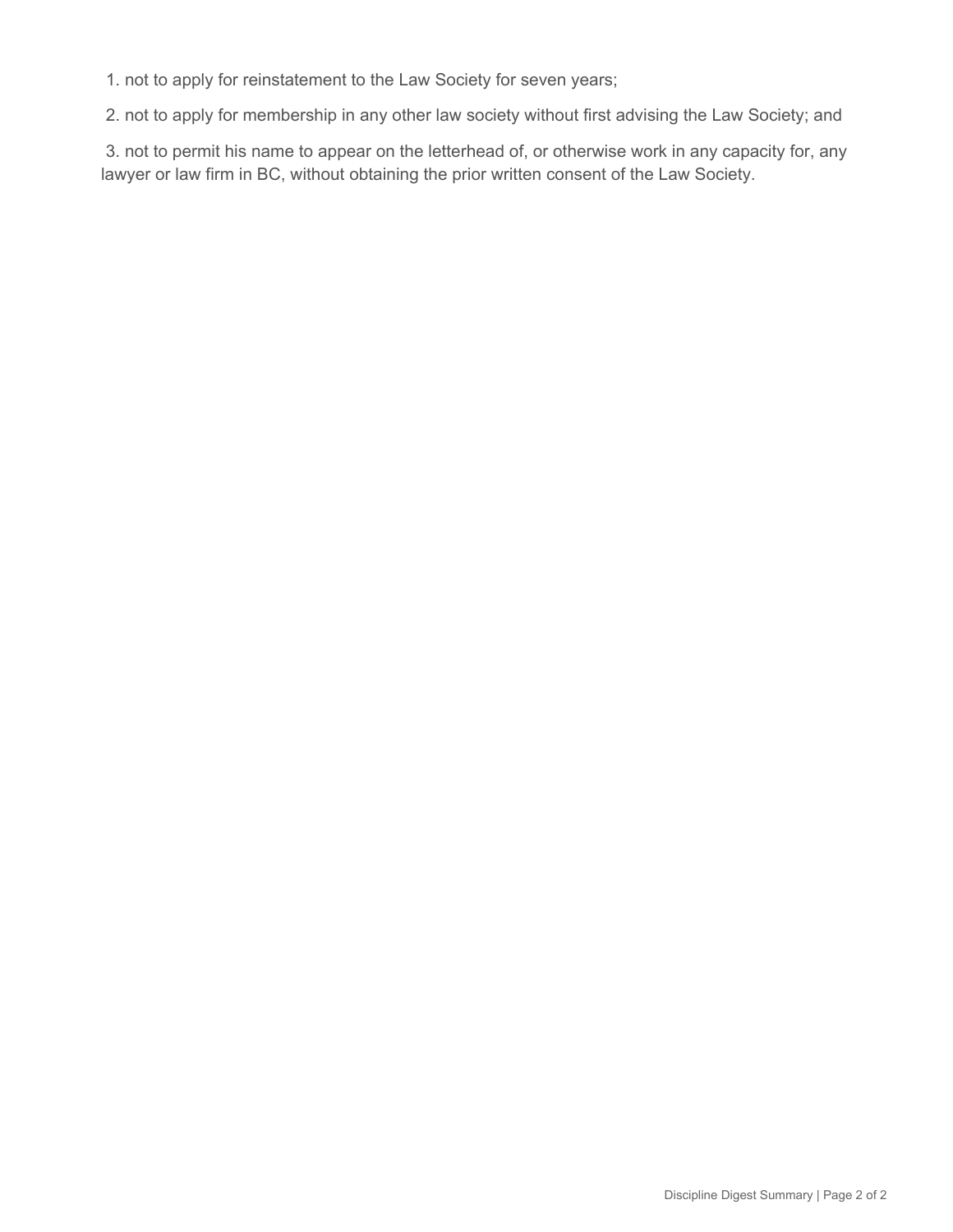1. not to apply for reinstatement to the Law Society for seven years;
2. not to apply for membership in any other law society without first advising the Law Society; and
3. not to permit his name to appear on the letterhead of, or otherwise work in any capacity for, any lawyer or law firm in BC, without obtaining the prior written consent of the Law Society.